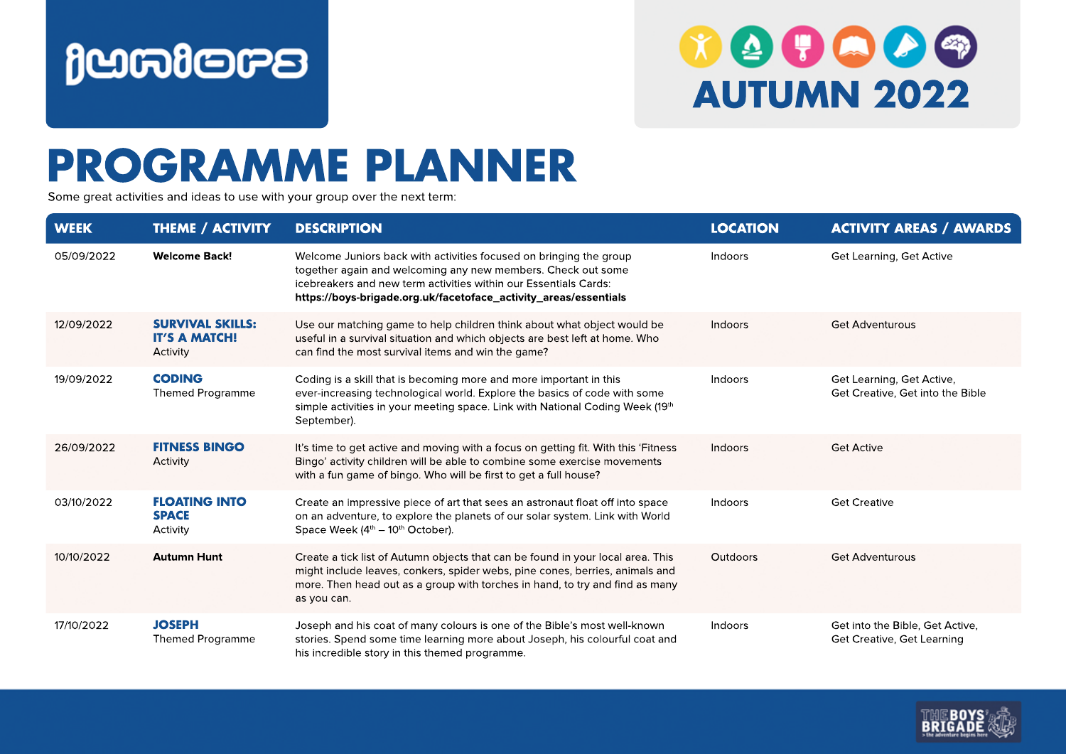# juniors

# AUTUMN 2022

# PROGRAMME PLANNER

Some great activities and ideas to use with your group over the next term:

| WEEK | THEME / ACTIVITY | DESCRIPTION | LOCATION | ACTIVITY AREAS / AWARDS |
|---|---|---|---|---|
| 05/09/2022 | **Welcome Back!** | Welcome Juniors back with activities focused on bringing the group together again and welcoming any new members. Check out some icebreakers and new term activities within our Essentials Cards: **https://boys-brigade.org.uk/facetoface_activity_areas/essentials** | Indoors | Get Learning, Get Active |
| 12/09/2022 | **SURVIVAL SKILLS: IT'S A MATCH!** Activity | Use our matching game to help children think about what object would be useful in a survival situation and which objects are best left at home. Who can find the most survival items and win the game? | Indoors | Get Adventurous |
| 19/09/2022 | **CODING** Themed Programme | Coding is a skill that is becoming more and more important in this ever-increasing technological world. Explore the basics of code with some simple activities in your meeting space. Link with National Coding Week (19th September). | Indoors | Get Learning, Get Active, Get Creative, Get into the Bible |
| 26/09/2022 | **FITNESS BINGO** Activity | It's time to get active and moving with a focus on getting fit. With this 'Fitness Bingo' activity children will be able to combine some exercise movements with a fun game of bingo. Who will be first to get a full house? | Indoors | Get Active |
| 03/10/2022 | **FLOATING INTO SPACE** Activity | Create an impressive piece of art that sees an astronaut float off into space on an adventure, to explore the planets of our solar system. Link with World Space Week (4th – 10th October). | Indoors | Get Creative |
| 10/10/2022 | **Autumn Hunt** | Create a tick list of Autumn objects that can be found in your local area. This might include leaves, conkers, spider webs, pine cones, berries, animals and more. Then head out as a group with torches in hand, to try and find as many as you can. | Outdoors | Get Adventurous |
| 17/10/2022 | **JOSEPH** Themed Programme | Joseph and his coat of many colours is one of the Bible's most well-known stories. Spend some time learning more about Joseph, his colourful coat and his incredible story in this themed programme. | Indoors | Get into the Bible, Get Active, Get Creative, Get Learning |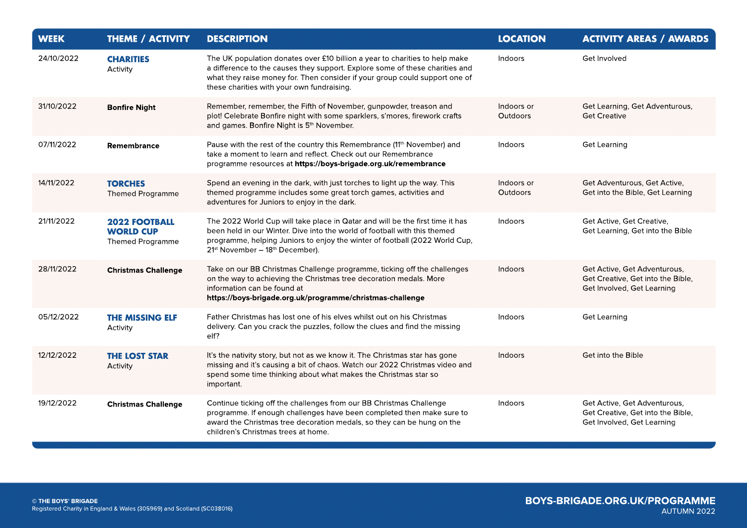| WEEK | THEME / ACTIVITY | DESCRIPTION | LOCATION | ACTIVITY AREAS / AWARDS |
|---|---|---|---|---|
| 24/10/2022 | **CHARITIES** Activity | The UK population donates over £10 billion a year to charities to help make a difference to the causes they support. Explore some of these charities and what they raise money for. Then consider if your group could support one of these charities with your own fundraising. | Indoors | Get Involved |
| 31/10/2022 | **Bonfire Night** | Remember, remember, the Fifth of November, gunpowder, treason and plot! Celebrate Bonfire night with some sparklers, s'mores, firework crafts and games. Bonfire Night is 5th November. | Indoors or Outdoors | Get Learning, Get Adventurous, Get Creative |
| 07/11/2022 | **Remembrance** | Pause with the rest of the country this Remembrance (11th November) and take a moment to learn and reflect. Check out our Remembrance programme resources at **https://boys-brigade.org.uk/remembrance** | Indoors | Get Learning |
| 14/11/2022 | **TORCHES** Themed Programme | Spend an evening in the dark, with just torches to light up the way. This themed programme includes some great torch games, activities and adventures for Juniors to enjoy in the dark. | Indoors or Outdoors | Get Adventurous, Get Active, Get into the Bible, Get Learning |
| 21/11/2022 | **2022 FOOTBALL WORLD CUP** Themed Programme | The 2022 World Cup will take place in Qatar and will be the first time it has been held in our Winter. Dive into the world of football with this themed programme, helping Juniors to enjoy the winter of football (2022 World Cup, 21st November – 18th December). | Indoors | Get Active, Get Creative, Get Learning, Get into the Bible |
| 28/11/2022 | **Christmas Challenge** | Take on our BB Christmas Challenge programme, ticking off the challenges on the way to achieving the Christmas tree decoration medals. More information can be found at **https://boys-brigade.org.uk/programme/christmas-challenge** | Indoors | Get Active, Get Adventurous, Get Creative, Get into the Bible, Get Involved, Get Learning |
| 05/12/2022 | **THE MISSING ELF** Activity | Father Christmas has lost one of his elves whilst out on his Christmas delivery. Can you crack the puzzles, follow the clues and find the missing elf? | Indoors | Get Learning |
| 12/12/2022 | **THE LOST STAR** Activity | It's the nativity story, but not as we know it. The Christmas star has gone missing and it's causing a bit of chaos. Watch our 2022 Christmas video and spend some time thinking about what makes the Christmas star so important. | Indoors | Get into the Bible |
| 19/12/2022 | **Christmas Challenge** | Continue ticking off the challenges from our BB Christmas Challenge programme. If enough challenges have been completed then make sure to award the Christmas tree decoration medals, so they can be hung on the children's Christmas trees at home. | Indoors | Get Active, Get Adventurous, Get Creative, Get into the Bible, Get Involved, Get Learning |

© THE BOYS' BRIGADE
Registered Charity in England & Wales (305969) and Scotland (SC038016)

**BOYS-BRIGADE.ORG.UK/PROGRAMME**
AUTUMN 2022